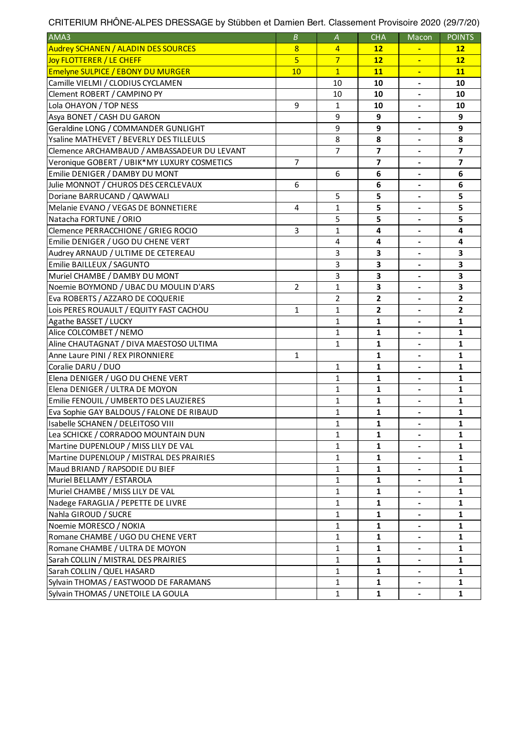CRITERIUM RHÔNE-ALPES DRESSAGE by Stübben et Damien Bert. Classement Provisoire 2020 (29/7/20)

| AMA3 | B | A | CHA | Macon | POINTS |
|---|---|---|---|---|---|
| Audrey SCHANEN / ALADIN DES SOURCES | 8 | 4 | **12** | - | **12** |
| Joy FLOTTERER / LE CHEFF | 5 | 7 | **12** | - | **12** |
| Emelyne SULPICE / EBONY DU MURGER | 10 | 1 | **11** | - | **11** |
| Camille VIELMI / CLODIUS CYCLAMEN | | 10 | **10** | - | **10** |
| Clement ROBERT / CAMPINO PY | | 10 | **10** | - | **10** |
| Lola OHAYON / TOP NESS | 9 | 1 | **10** | - | **10** |
| Asya BONET / CASH DU GARON | | 9 | **9** | - | **9** |
| Geraldine LONG / COMMANDER GUNLIGHT | | 9 | **9** | - | **9** |
| Ysaline MATHEVET / BEVERLY DES TILLEULS | | 8 | **8** | - | **8** |
| Clemence ARCHAMBAUD / AMBASSADEUR DU LEVANT | | 7 | **7** | - | **7** |
| Veronique GOBERT / UBIK*MY LUXURY COSMETICS | 7 | | **7** | - | **7** |
| Emilie DENIGER / DAMBY DU MONT | | 6 | **6** | - | **6** |
| Julie MONNOT / CHUROS DES CERCLEVAUX | 6 | | **6** | - | **6** |
| Doriane BARRUCAND / QAWWALI | | 5 | **5** | - | **5** |
| Melanie EVANO / VEGAS DE BONNETIERE | 4 | 1 | **5** | - | **5** |
| Natacha FORTUNE / ORIO | | 5 | **5** | - | **5** |
| Clemence PERRACCHIONE / GRIEG ROCIO | 3 | 1 | **4** | - | **4** |
| Emilie DENIGER / UGO DU CHENE VERT | | 4 | **4** | - | **4** |
| Audrey ARNAUD / ULTIME DE CETEREAU | | 3 | **3** | - | **3** |
| Emilie BAILLEUX / SAGUNTO | | 3 | **3** | - | **3** |
| Muriel CHAMBE / DAMBY DU MONT | | 3 | **3** | - | **3** |
| Noemie BOYMOND / UBAC DU MOULIN D'ARS | 2 | 1 | **3** | - | **3** |
| Eva ROBERTS / AZZARO DE COQUERIE | | 2 | **2** | - | **2** |
| Lois PERES ROUAULT / EQUITY FAST CACHOU | 1 | 1 | **2** | - | **2** |
| Agathe BASSET / LUCKY | | 1 | **1** | - | **1** |
| Alice COLCOMBET / NEMO | | 1 | **1** | - | **1** |
| Aline CHAUTAGNAT / DIVA MAESTOSO ULTIMA | | 1 | **1** | - | **1** |
| Anne Laure PINI / REX PIRONNIERE | 1 | | **1** | - | **1** |
| Coralie DARU / DUO | | 1 | **1** | - | **1** |
| Elena DENIGER / UGO DU CHENE VERT | | 1 | **1** | - | **1** |
| Elena DENIGER / ULTRA DE MOYON | | 1 | **1** | - | **1** |
| Emilie FENOUIL / UMBERTO DES LAUZIERES | | 1 | **1** | - | **1** |
| Eva Sophie GAY BALDOUS / FALONE DE RIBAUD | | 1 | **1** | - | **1** |
| Isabelle SCHANEN / DELEITOSO VIII | | 1 | **1** | - | **1** |
| Lea SCHICKE / CORRADOO MOUNTAIN DUN | | 1 | **1** | - | **1** |
| Martine DUPENLOUP / MISS LILY DE VAL | | 1 | **1** | - | **1** |
| Martine DUPENLOUP / MISTRAL DES PRAIRIES | | 1 | **1** | - | **1** |
| Maud BRIAND / RAPSODIE DU BIEF | | 1 | **1** | - | **1** |
| Muriel BELLAMY / ESTAROLA | | 1 | **1** | - | **1** |
| Muriel CHAMBE / MISS LILY DE VAL | | 1 | **1** | - | **1** |
| Nadege FARAGLIA / PEPETTE DE LIVRE | | 1 | **1** | - | **1** |
| Nahla GIROUD / SUCRE | | 1 | **1** | - | **1** |
| Noemie MORESCO / NOKIA | | 1 | **1** | - | **1** |
| Romane CHAMBE / UGO DU CHENE VERT | | 1 | **1** | - | **1** |
| Romane CHAMBE / ULTRA DE MOYON | | 1 | **1** | - | **1** |
| Sarah COLLIN / MISTRAL DES PRAIRIES | | 1 | **1** | - | **1** |
| Sarah COLLIN / QUEL HASARD | | 1 | **1** | - | **1** |
| Sylvain THOMAS / EASTWOOD DE FARAMANS | | 1 | **1** | - | **1** |
| Sylvain THOMAS / UNETOILE LA GOULA | | 1 | **1** | - | **1** |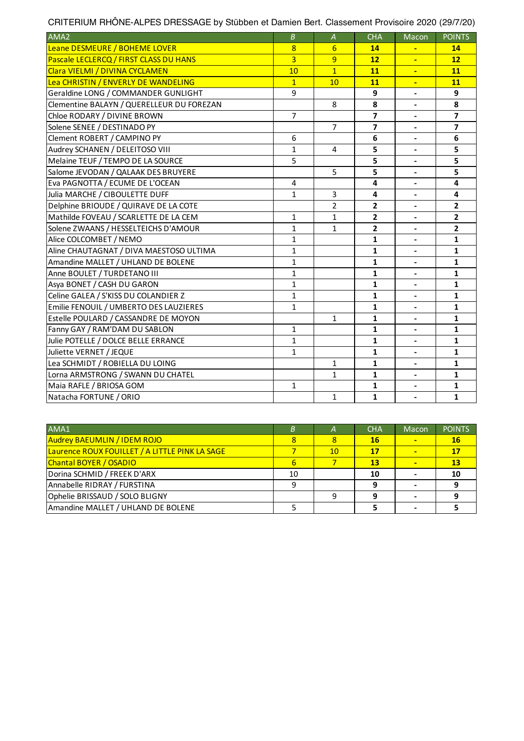CRITERIUM RHÔNE-ALPES DRESSAGE by Stübben et Damien Bert. Classement Provisoire 2020 (29/7/20)

| AMA2 | B | A | CHA | Macon | POINTS |
|---|---|---|---|---|---|
| Leane DESMEURE / BOHEME LOVER | 8 | 6 | **14** | - | **14** |
| Pascale LECLERCQ / FIRST CLASS DU HANS | 3 | 9 | **12** | - | **12** |
| Clara VIELMI / DIVINA CYCLAMEN | 10 | 1 | **11** | - | **11** |
| Lea CHRISTIN / ENVERLY DE WANDELING | 1 | 10 | **11** | - | **11** |
| Geraldine LONG / COMMANDER GUNLIGHT | 9 | | **9** | - | **9** |
| Clementine BALAYN / QUERELLEUR DU FOREZAN | | 8 | **8** | - | **8** |
| Chloe RODARY / DIVINE BROWN | 7 | | **7** | - | **7** |
| Solene SENEE / DESTINADO PY | | 7 | **7** | - | **7** |
| Clement ROBERT / CAMPINO PY | 6 | | **6** | - | **6** |
| Audrey SCHANEN / DELEITOSO VIII | 1 | 4 | **5** | - | **5** |
| Melaine TEUF / TEMPO DE LA SOURCE | 5 | | **5** | - | **5** |
| Salome JEVODAN / QALAAK DES BRUYERE | | 5 | **5** | - | **5** |
| Eva PAGNOTTA / ECUME DE L'OCEAN | 4 | | **4** | - | **4** |
| Julia MARCHE / CIBOULETTE DUFF | 1 | 3 | **4** | - | **4** |
| Delphine BRIOUDE / QUIRAVE DE LA COTE | | 2 | **2** | - | **2** |
| Mathilde FOVEAU / SCARLETTE DE LA CEM | 1 | 1 | **2** | - | **2** |
| Solene ZWAANS / HESSELTEICHS D'AMOUR | 1 | 1 | **2** | - | **2** |
| Alice COLCOMBET / NEMO | 1 | | **1** | - | **1** |
| Aline CHAUTAGNAT / DIVA MAESTOSO ULTIMA | 1 | | **1** | - | **1** |
| Amandine MALLET / UHLAND DE BOLENE | 1 | | **1** | - | **1** |
| Anne BOULET / TURDETANO III | 1 | | **1** | - | **1** |
| Asya BONET / CASH DU GARON | 1 | | **1** | - | **1** |
| Celine GALEA / S'KISS DU COLANDIER Z | 1 | | **1** | - | **1** |
| Emilie FENOUIL / UMBERTO DES LAUZIERES | 1 | | **1** | - | **1** |
| Estelle POULARD / CASSANDRE DE MOYON | | 1 | **1** | - | **1** |
| Fanny GAY / RAM'DAM DU SABLON | 1 | | **1** | - | **1** |
| Julie POTELLE / DOLCE BELLE ERRANCE | 1 | | **1** | - | **1** |
| Juliette VERNET / JEQUE | 1 | | **1** | - | **1** |
| Lea SCHMIDT / ROBIELLA DU LOING | | 1 | **1** | - | **1** |
| Lorna ARMSTRONG / SWANN DU CHATEL | | 1 | **1** | - | **1** |
| Maia RAFLE / BRIOSA GOM | 1 | | **1** | - | **1** |
| Natacha FORTUNE / ORIO | | 1 | **1** | - | **1** |

| AMA1 | B | A | CHA | Macon | POINTS |
|---|---|---|---|---|---|
| Audrey BAEUMLIN / IDEM ROJO | 8 | 8 | **16** | - | **16** |
| Laurence ROUX FOUILLET / A LITTLE PINK LA SAGE | 7 | 10 | **17** | - | **17** |
| Chantal BOYER / OSADIO | 6 | 7 | **13** | - | **13** |
| Dorina SCHMID / FREEK D'ARX | 10 | | **10** | - | **10** |
| Annabelle RIDRAY / FURSTINA | 9 | | **9** | - | **9** |
| Ophelie BRISSAUD / SOLO BLIGNY | | 9 | **9** | - | **9** |
| Amandine MALLET / UHLAND DE BOLENE | 5 | | **5** | - | **5** |